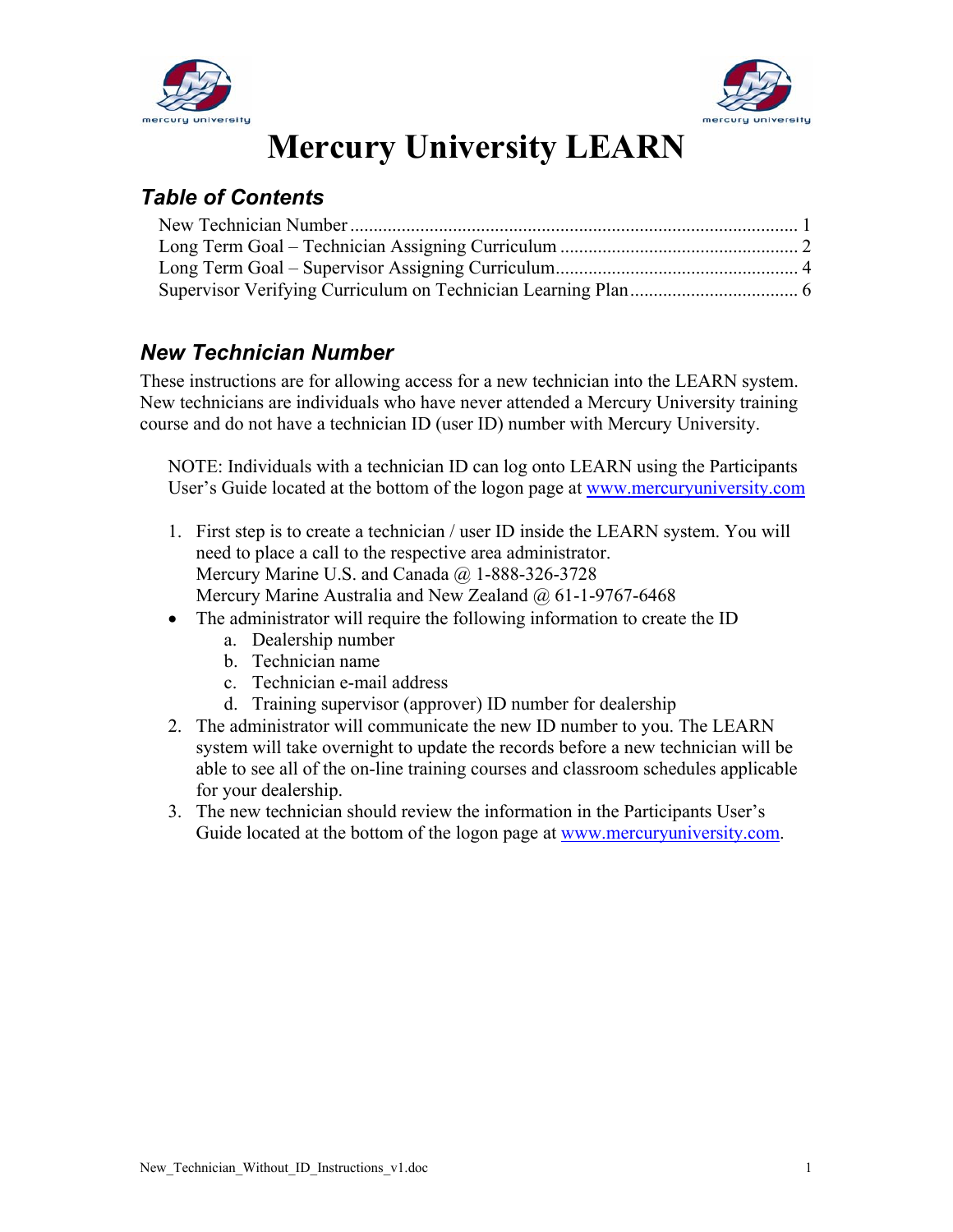# Mercury University LEARN

## *Table of Contents*

New Technician Number ........................................................................................................ 1
Long Term Goal – Technician Assigning Curriculum ........................................................ 2
Long Term Goal – Supervisor Assigning Curriculum......................................................... 4
Supervisor Verifying Curriculum on Technician Learning Plan......................................... 6

## *New Technician Number*

These instructions are for allowing access for a new technician into the LEARN system. New technicians are individuals who have never attended a Mercury University training course and do not have a technician ID (user ID) number with Mercury University.

> NOTE: Individuals with a technician ID can log onto LEARN using the Participants User's Guide located at the bottom of the logon page at www.mercuryuniversity.com

1. First step is to create a technician / user ID inside the LEARN system. You will need to place a call to the respective area administrator.
   Mercury Marine U.S. and Canada @ 1-888-326-3728
   Mercury Marine Australia and New Zealand @ 61-1-9767-6468

- The administrator will require the following information to create the ID
  a. Dealership number
  b. Technician name
  c. Technician e-mail address
  d. Training supervisor (approver) ID number for dealership

2. The administrator will communicate the new ID number to you. The LEARN system will take overnight to update the records before a new technician will be able to see all of the on-line training courses and classroom schedules applicable for your dealership.
3. The new technician should review the information in the Participants User's Guide located at the bottom of the logon page at www.mercuryuniversity.com.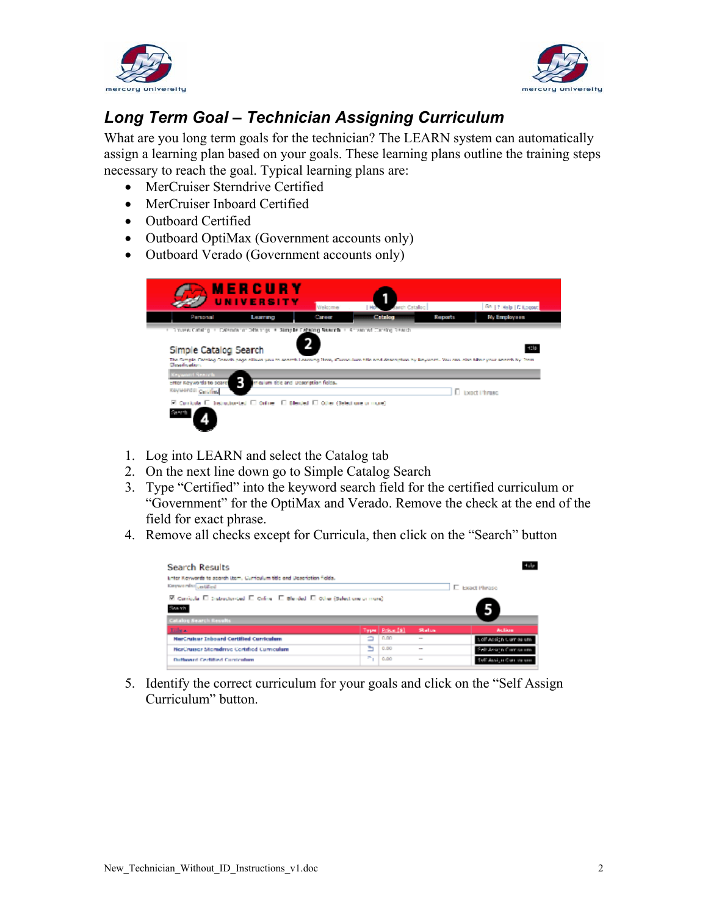## *Long Term Goal – Technician Assigning Curriculum*

What are you long term goals for the technician? The LEARN system can automatically assign a learning plan based on your goals. These learning plans outline the training steps necessary to reach the goal. Typical learning plans are:

- MerCruiser Sterndrive Certified
- MerCruiser Inboard Certified
- Outboard Certified
- Outboard OptiMax (Government accounts only)
- Outboard Verado (Government accounts only)

1. Log into LEARN and select the Catalog tab
2. On the next line down go to Simple Catalog Search
3. Type “Certified” into the keyword search field for the certified curriculum or “Government” for the OptiMax and Verado. Remove the check at the end of the field for exact phrase.
4. Remove all checks except for Curricula, then click on the “Search” button

5. Identify the correct curriculum for your goals and click on the “Self Assign Curriculum” button.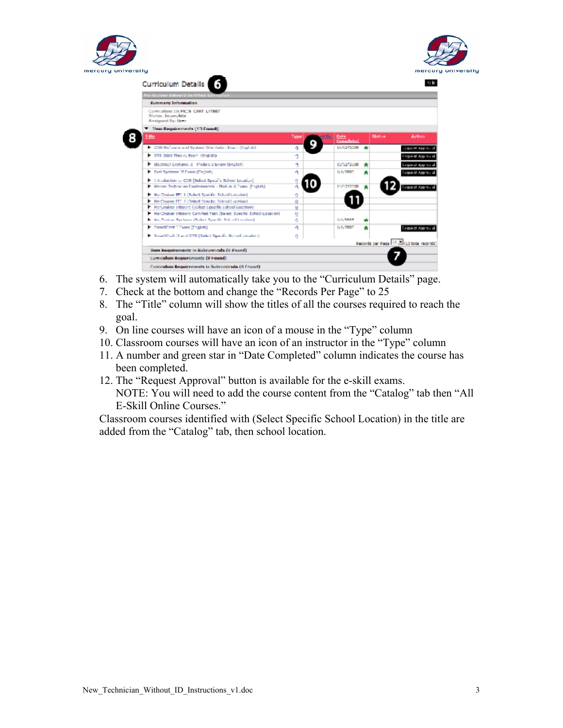6. The system will automatically take you to the “Curriculum Details” page.
7. Check at the bottom and change the “Records Per Page” to 25
8. The “Title” column will show the titles of all the courses required to reach the goal.
9. On line courses will have an icon of a mouse in the “Type” column
10. Classroom courses will have an icon of an instructor in the “Type” column
11. A number and green star in “Date Completed” column indicates the course has been completed.
12. The “Request Approval” button is available for the e-skill exams.
    NOTE: You will need to add the course content from the “Catalog” tab then “All E-Skill Online Courses.”

Classroom courses identified with (Select Specific School Location) in the title are added from the “Catalog” tab, then school location.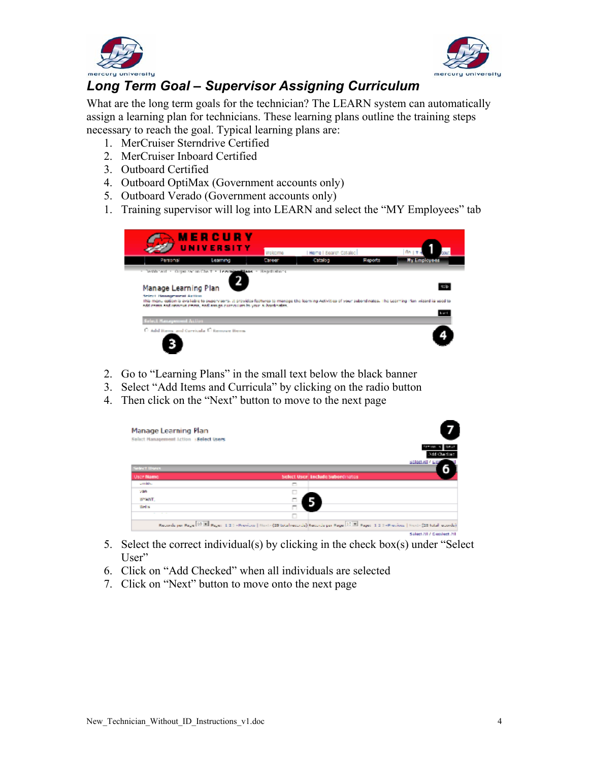## *Long Term Goal – Supervisor Assigning Curriculum*

What are the long term goals for the technician? The LEARN system can automatically assign a learning plan for technicians. These learning plans outline the training steps necessary to reach the goal. Typical learning plans are:

1. MerCruiser Sterndrive Certified
2. MerCruiser Inboard Certified
3. Outboard Certified
4. Outboard OptiMax (Government accounts only)
5. Outboard Verado (Government accounts only)

1. Training supervisor will log into LEARN and select the "MY Employees" tab

2. Go to "Learning Plans" in the small text below the black banner
3. Select "Add Items and Curricula" by clicking on the radio button
4. Then click on the "Next" button to move to the next page

5. Select the correct individual(s) by clicking in the check box(s) under "Select User"
6. Click on "Add Checked" when all individuals are selected
7. Click on "Next" button to move onto the next page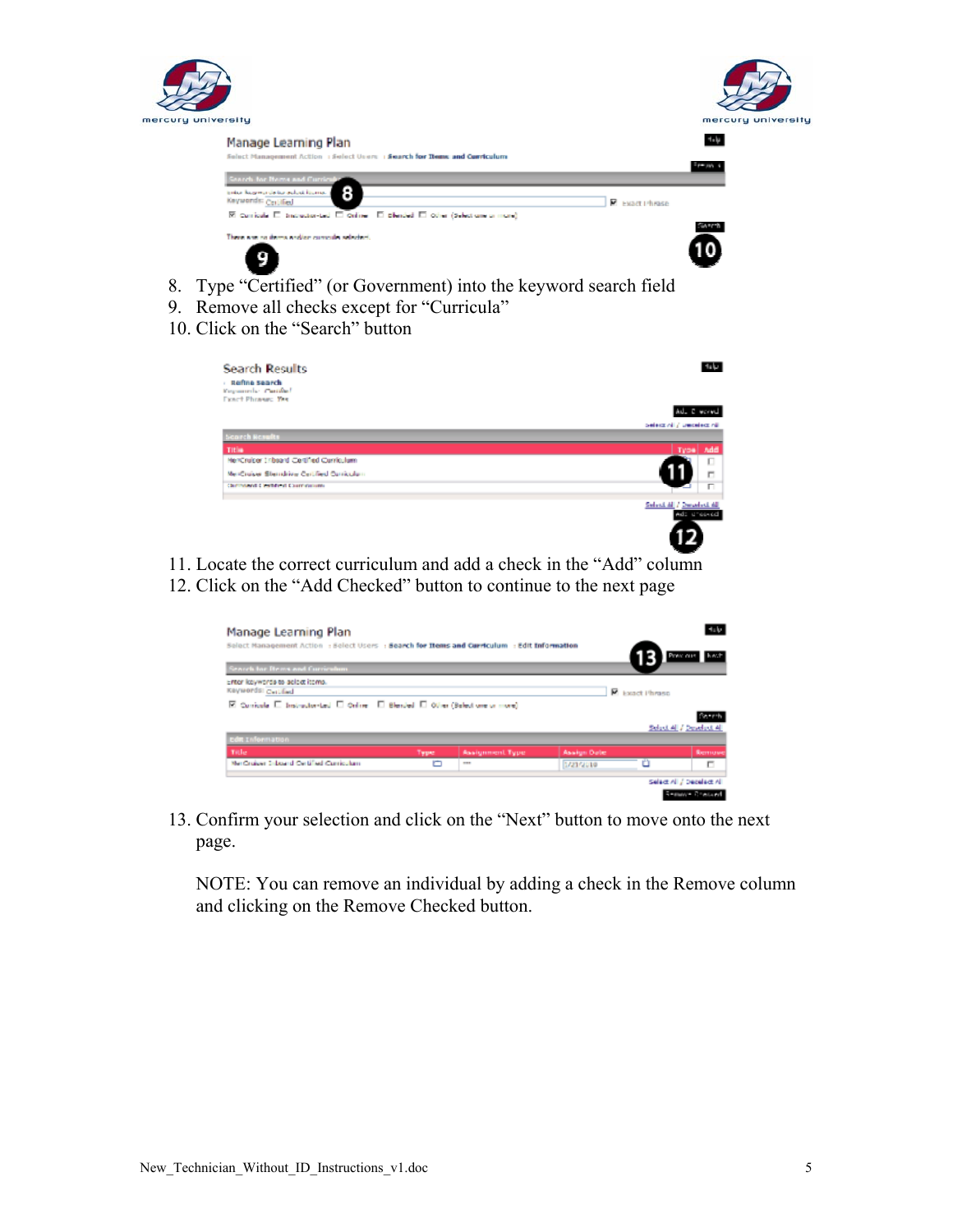8. Type "Certified" (or Government) into the keyword search field
9. Remove all checks except for "Curricula"
10. Click on the "Search" button

11. Locate the correct curriculum and add a check in the "Add" column
12. Click on the "Add Checked" button to continue to the next page

13. Confirm your selection and click on the "Next" button to move onto the next page.

    NOTE: You can remove an individual by adding a check in the Remove column and clicking on the Remove Checked button.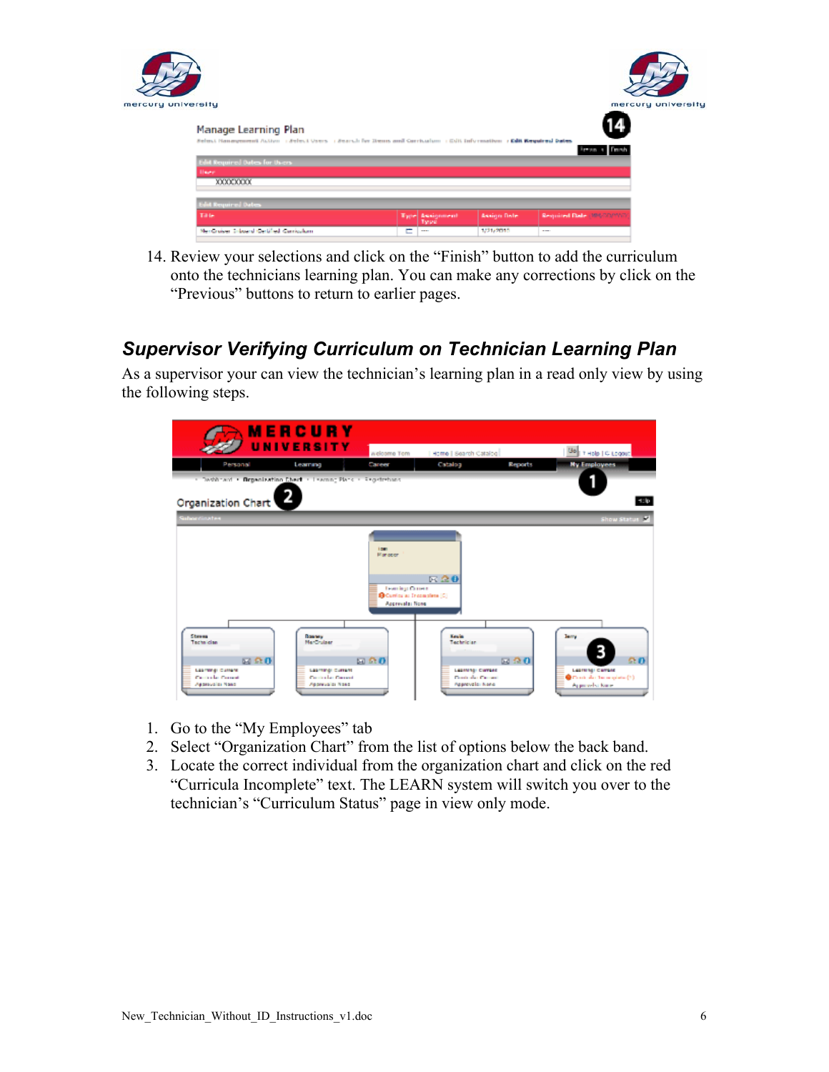14. Review your selections and click on the "Finish" button to add the curriculum onto the technicians learning plan. You can make any corrections by click on the "Previous" buttons to return to earlier pages.

## *Supervisor Verifying Curriculum on Technician Learning Plan*

As a supervisor your can view the technician's learning plan in a read only view by using the following steps.

1. Go to the "My Employees" tab
2. Select "Organization Chart" from the list of options below the back band.
3. Locate the correct individual from the organization chart and click on the red "Curricula Incomplete" text. The LEARN system will switch you over to the technician's "Curriculum Status" page in view only mode.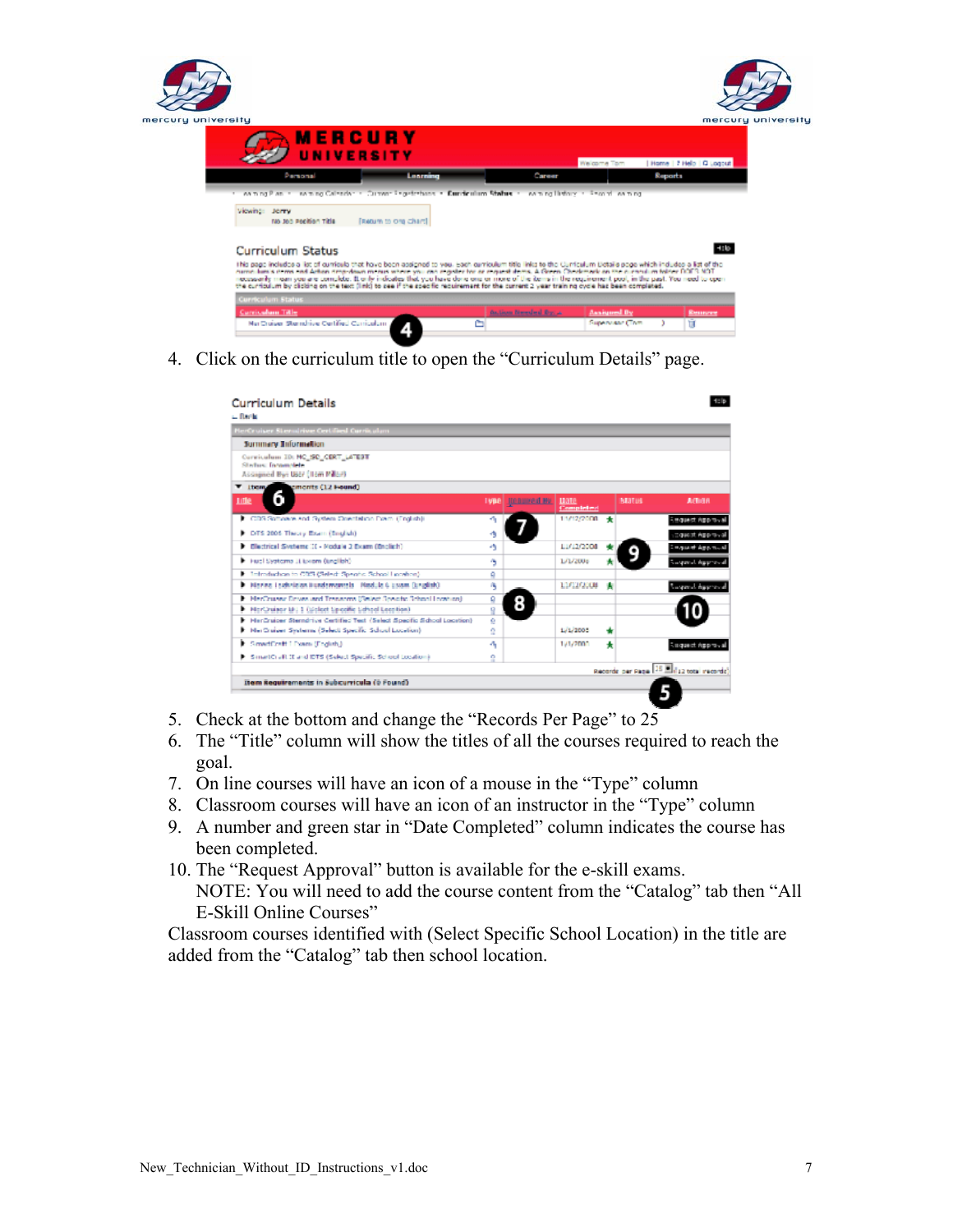4. Click on the curriculum title to open the "Curriculum Details" page.

5. Check at the bottom and change the "Records Per Page" to 25
6. The "Title" column will show the titles of all the courses required to reach the goal.
7. On line courses will have an icon of a mouse in the "Type" column
8. Classroom courses will have an icon of an instructor in the "Type" column
9. A number and green star in "Date Completed" column indicates the course has been completed.
10. The "Request Approval" button is available for the e-skill exams.
    NOTE: You will need to add the course content from the "Catalog" tab then "All E-Skill Online Courses"

Classroom courses identified with (Select Specific School Location) in the title are added from the "Catalog" tab then school location.